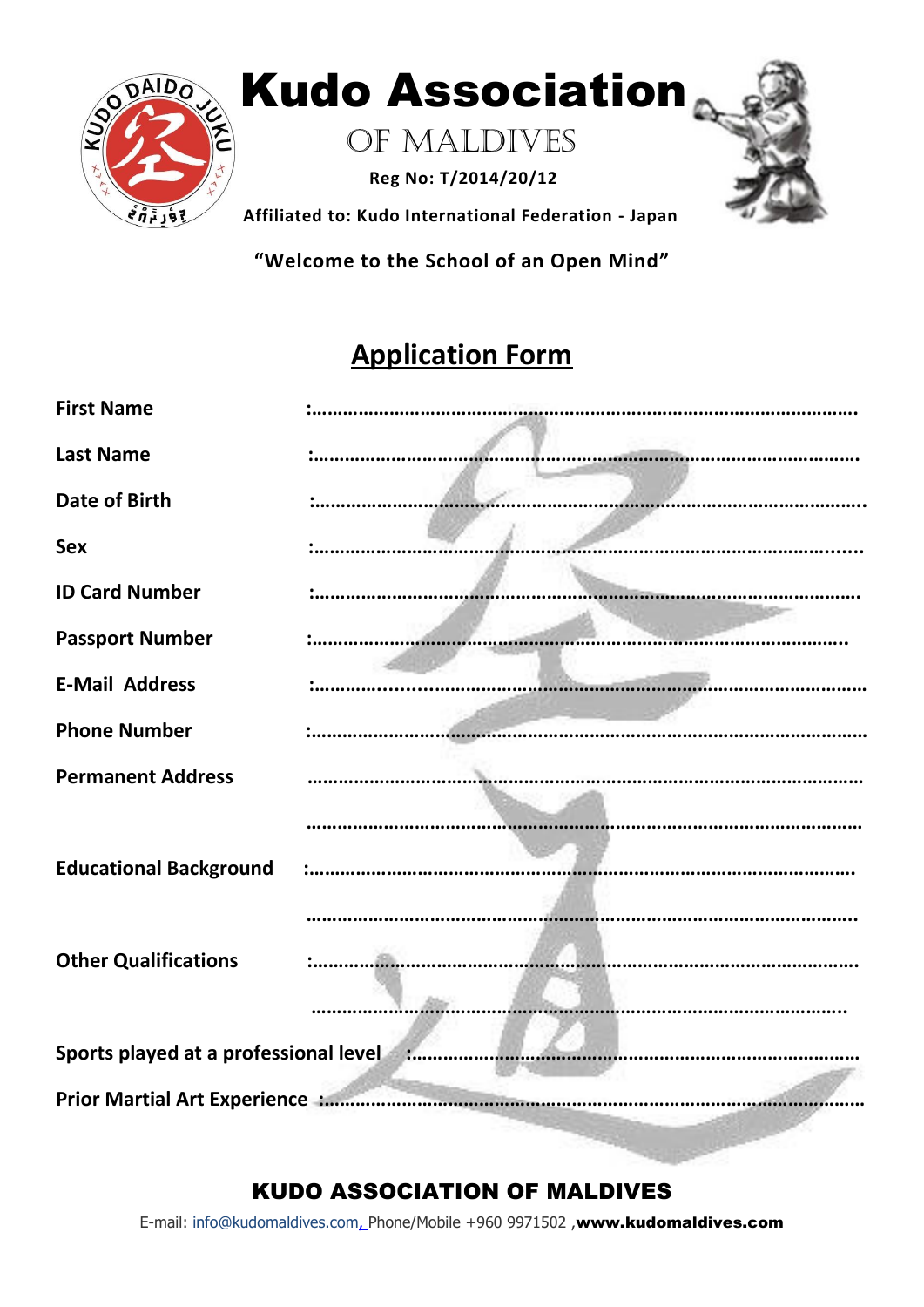# Kudo Association

## OF MALDIVES

**Reg No: T/2014/20/12**

**Affiliated to: Kudo International Federation - Japan**

**"Welcome to the School of an Open Mind"**

## Application Form

**First Name** :...........................................................................................................

**Last Name** :...........................................................................................................

**Date of Birth** :...........................................................................................................

**Sex** :...........................................................................................................

**ID Card Number** :...........................................................................................................

**Passport Number** :...........................................................................................................

**E-Mail Address** :...........................................................................................................

**Phone Number** :...........................................................................................................

**Permanent Address** ...........................................................................................................

...........................................................................................................

**Educational Background** :...........................................................................................................

...........................................................................................................

**Other Qualifications** :...........................................................................................................

...........................................................................................................

**Sports played at a professional level** :...........................................................................................

**Prior Martial Art Experience** :...........................................................................................

**KUDO ASSOCIATION OF MALDIVES**

E-mail: info@kudomaldives.com, Phone/Mobile +960 9971502 , **www.kudomaldives.com**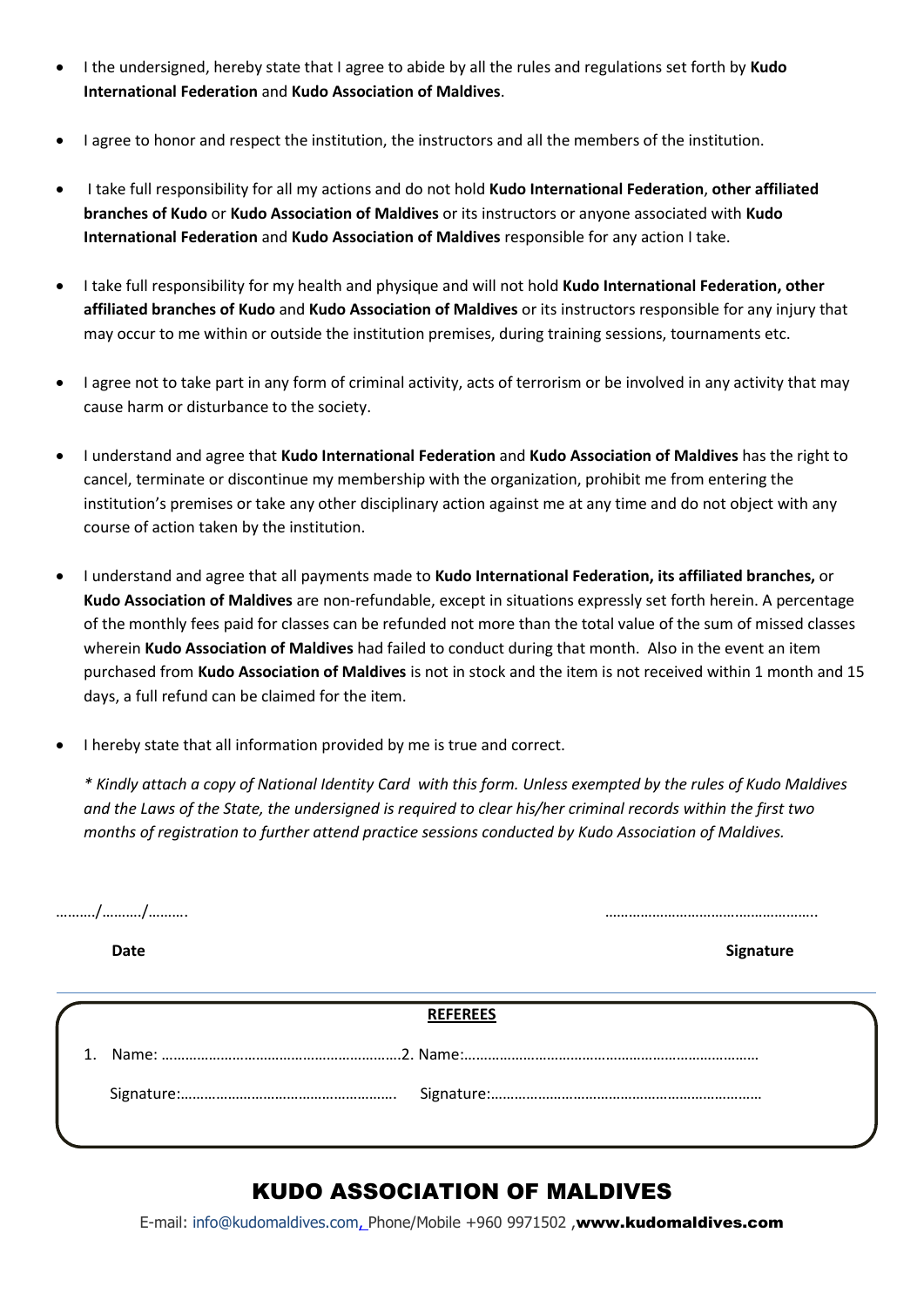- I the undersigned, hereby state that I agree to abide by all the rules and regulations set forth by **Kudo International Federation** and **Kudo Association of Maldives**.
- I agree to honor and respect the institution, the instructors and all the members of the institution.
- I take full responsibility for all my actions and do not hold **Kudo International Federation**, **other affiliated branches of Kudo** or **Kudo Association of Maldives** or its instructors or anyone associated with **Kudo International Federation** and **Kudo Association of Maldives** responsible for any action I take.
- I take full responsibility for my health and physique and will not hold **Kudo International Federation, other affiliated branches of Kudo** and **Kudo Association of Maldives** or its instructors responsible for any injury that may occur to me within or outside the institution premises, during training sessions, tournaments etc.
- I agree not to take part in any form of criminal activity, acts of terrorism or be involved in any activity that may cause harm or disturbance to the society.
- I understand and agree that **Kudo International Federation** and **Kudo Association of Maldives** has the right to cancel, terminate or discontinue my membership with the organization, prohibit me from entering the institution's premises or take any other disciplinary action against me at any time and do not object with any course of action taken by the institution.
- I understand and agree that all payments made to **Kudo International Federation, its affiliated branches,** or **Kudo Association of Maldives** are non-refundable, except in situations expressly set forth herein. A percentage of the monthly fees paid for classes can be refunded not more than the total value of the sum of missed classes wherein **Kudo Association of Maldives** had failed to conduct during that month. Also in the event an item purchased from **Kudo Association of Maldives** is not in stock and the item is not received within 1 month and 15 days, a full refund can be claimed for the item.
- I hereby state that all information provided by me is true and correct.

*\* Kindly attach a copy of National Identity Card with this form. Unless exempted by the rules of Kudo Maldives and the Laws of the State, the undersigned is required to clear his/her criminal records within the first two months of registration to further attend practice sessions conducted by Kudo Association of Maldives.*

………/………/………. ………………………………………………..

**Date** **Signature**

**REFEREES**

1. Name: ……………………………………………………2. Name:…………………………………………………………………

Signature:……………………………………………… Signature:……………………………………………………………

## KUDO ASSOCIATION OF MALDIVES

E-mail: info@kudomaldives.com, Phone/Mobile +960 9971502 ,**www.kudomaldives.com**